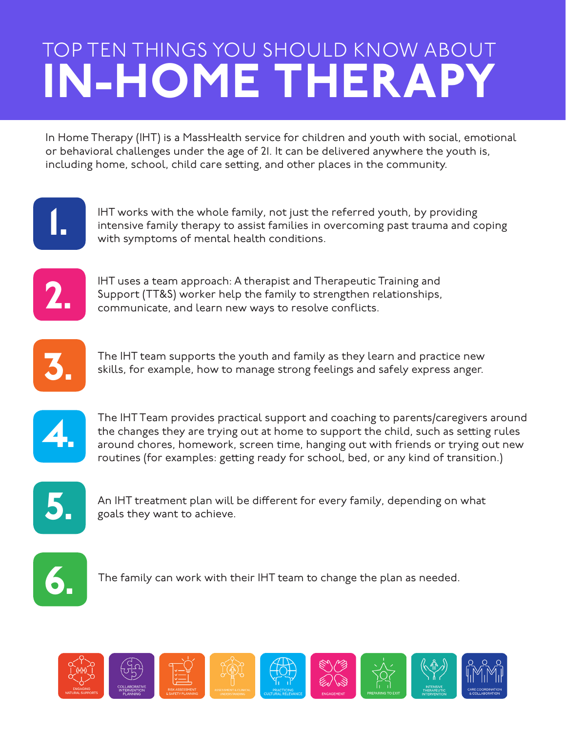# TOP TEN THINGS YOU SHOULD KNOW ABOUT IN-HOME THERAPY

In Home Therapy (IHT) is a MassHealth service for children and youth with social, emotional or behavioral challenges under the age of 21. It can be delivered anywhere the youth is, including home, school, child care setting, and other places in the community.

1. IHT works with the whole family, not just the referred youth, by providing intensive family therapy to assist families in overcoming past trauma and coping with symptoms of mental health conditions.

2. IHT uses a team approach: A therapist and Therapeutic Training and Support (TT&S) worker help the family to strengthen relationships, communicate, and learn new ways to resolve conflicts.

3. The IHT team supports the youth and family as they learn and practice new skills, for example, how to manage strong feelings and safely express anger.

4. The IHT Team provides practical support and coaching to parents/caregivers around the changes they are trying out at home to support the child, such as setting rules around chores, homework, screen time, hanging out with friends or trying out new routines (for examples: getting ready for school, bed, or any kind of transition.)

5. An IHT treatment plan will be different for every family, depending on what goals they want to achieve.

6. The family can work with their IHT team to change the plan as needed.

ENGAGING NATURAL SUPPORTS | COLLABORATIVE INTERVENTION PLANNING | RISK ASSESSMENT & SAFETY PLANNING | ASSESSMENT & CLINICAL UNDERSTANDING | PRACTICING CULTURAL RELEVANCE | ENGAGEMENT | PREPARING TO EXIT | INTENSIVE THERAPEUTIC INTERVENTION | CARE COORDINATION & COLLABORATION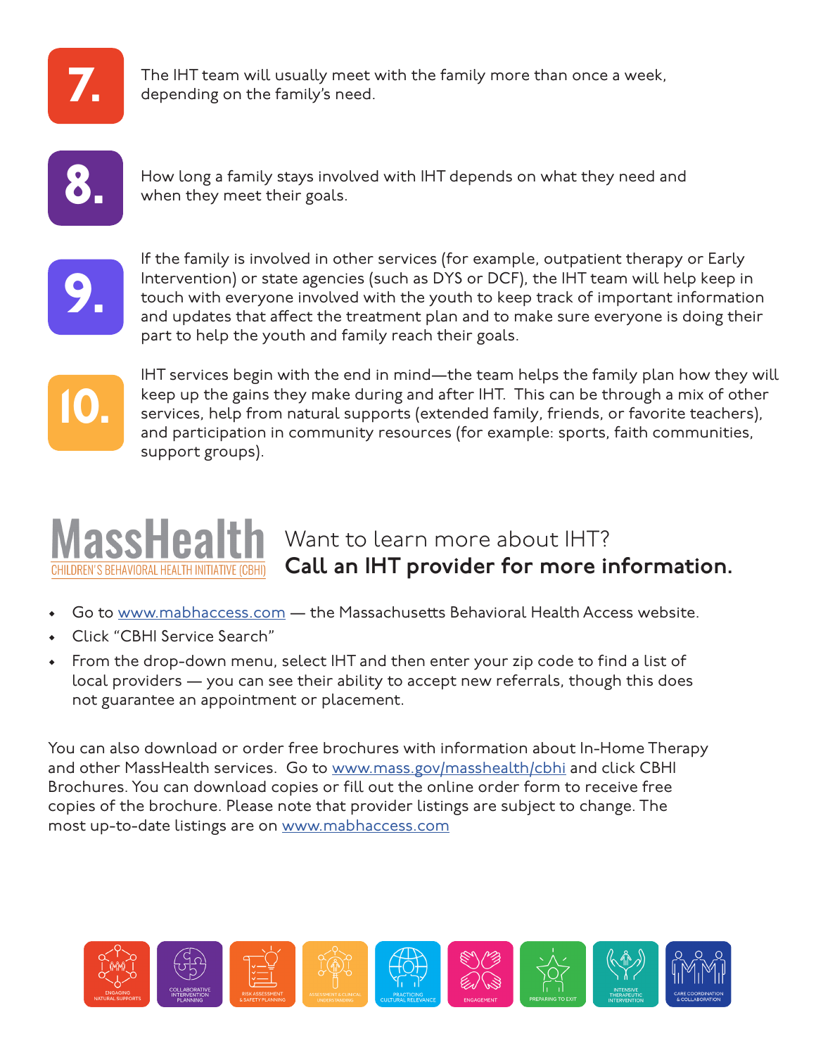7. The IHT team will usually meet with the family more than once a week, depending on the family's need.

8. How long a family stays involved with IHT depends on what they need and when they meet their goals.

9. If the family is involved in other services (for example, outpatient therapy or Early Intervention) or state agencies (such as DYS or DCF), the IHT team will help keep in touch with everyone involved with the youth to keep track of important information and updates that affect the treatment plan and to make sure everyone is doing their part to help the youth and family reach their goals.

10. IHT services begin with the end in mind—the team helps the family plan how they will keep up the gains they make during and after IHT. This can be through a mix of other services, help from natural supports (extended family, friends, or favorite teachers), and participation in community resources (for example: sports, faith communities, support groups).

MassHealth
CHILDREN'S BEHAVIORAL HEALTH INITIATIVE (CBHI)

Want to learn more about IHT?
**Call an IHT provider for more information.**

- Go to www.mabhaccess.com — the Massachusetts Behavioral Health Access website.
- Click "CBHI Service Search"
- From the drop-down menu, select IHT and then enter your zip code to find a list of local providers — you can see their ability to accept new referrals, though this does not guarantee an appointment or placement.

You can also download or order free brochures with information about In-Home Therapy and other MassHealth services. Go to www.mass.gov/masshealth/cbhi and click CBHI Brochures. You can download copies or fill out the online order form to receive free copies of the brochure. Please note that provider listings are subject to change. The most up-to-date listings are on www.mabhaccess.com

ENGAGING NATURAL SUPPORTS
COLLABORATIVE INTERVENTION PLANNING
RISK ASSESSMENT & SAFETY PLANNING
ASSESSMENT & CLINICAL UNDERSTANDING
PRACTICING CULTURAL RELEVANCE
ENGAGEMENT
PREPARING TO EXIT
INTENSIVE THERAPEUTIC INTERVENTION
CARE COORDINATION & COLLABORATION